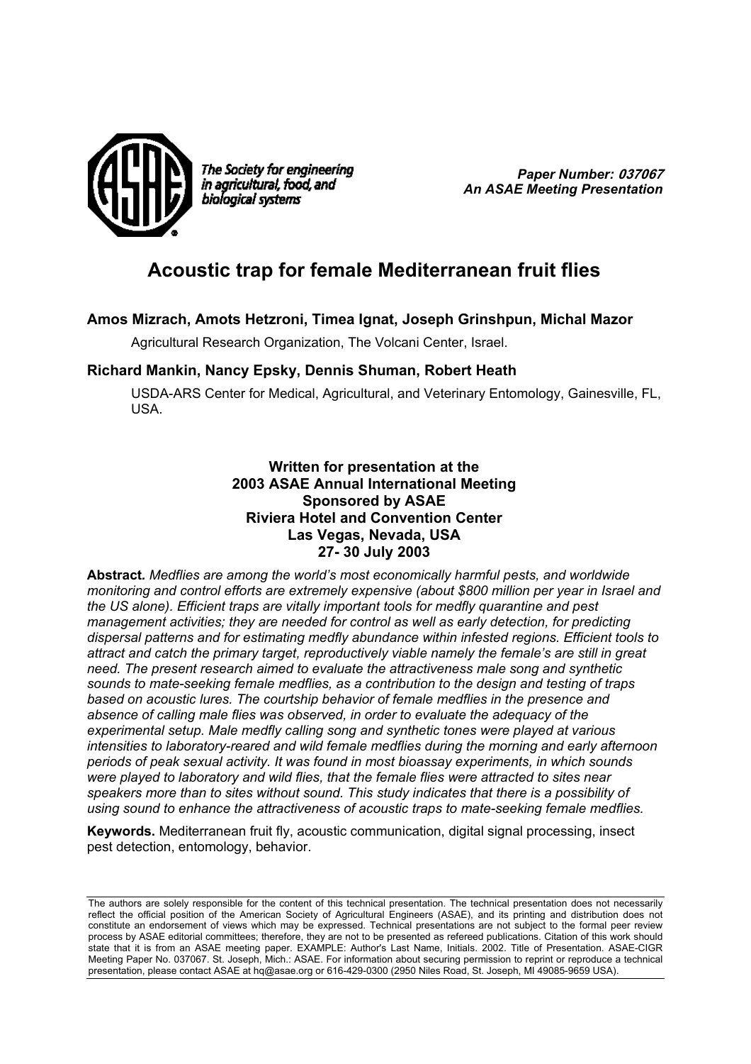The Society for engineering in agricultural, food, and biological systems

***Paper Number: 037067***
***An ASAE Meeting Presentation***

# Acoustic trap for female Mediterranean fruit flies

**Amos Mizrach, Amots Hetzroni, Timea Ignat, Joseph Grinshpun, Michal Mazor**

Agricultural Research Organization, The Volcani Center, Israel.

**Richard Mankin, Nancy Epsky, Dennis Shuman, Robert Heath**

USDA-ARS Center for Medical, Agricultural, and Veterinary Entomology, Gainesville, FL, USA.

**Written for presentation at the**
**2003 ASAE Annual International Meeting**
**Sponsored by ASAE**
**Riviera Hotel and Convention Center**
**Las Vegas, Nevada, USA**
**27- 30 July 2003**

**Abstract.** *Medflies are among the world's most economically harmful pests, and worldwide monitoring and control efforts are extremely expensive (about $800 million per year in Israel and the US alone). Efficient traps are vitally important tools for medfly quarantine and pest management activities; they are needed for control as well as early detection, for predicting dispersal patterns and for estimating medfly abundance within infested regions. Efficient tools to attract and catch the primary target, reproductively viable namely the female's are still in great need. The present research aimed to evaluate the attractiveness male song and synthetic sounds to mate-seeking female medflies, as a contribution to the design and testing of traps based on acoustic lures. The courtship behavior of female medflies in the presence and absence of calling male flies was observed, in order to evaluate the adequacy of the experimental setup. Male medfly calling song and synthetic tones were played at various intensities to laboratory-reared and wild female medflies during the morning and early afternoon periods of peak sexual activity. It was found in most bioassay experiments, in which sounds were played to laboratory and wild flies, that the female flies were attracted to sites near speakers more than to sites without sound. This study indicates that there is a possibility of using sound to enhance the attractiveness of acoustic traps to mate-seeking female medflies.*

**Keywords.** Mediterranean fruit fly, acoustic communication, digital signal processing, insect pest detection, entomology, behavior.

The authors are solely responsible for the content of this technical presentation. The technical presentation does not necessarily reflect the official position of the American Society of Agricultural Engineers (ASAE), and its printing and distribution does not constitute an endorsement of views which may be expressed. Technical presentations are not subject to the formal peer review process by ASAE editorial committees; therefore, they are not to be presented as refereed publications. Citation of this work should state that it is from an ASAE meeting paper. EXAMPLE: Author's Last Name, Initials. 2002. Title of Presentation. ASAE-CIGR Meeting Paper No. 037067. St. Joseph, Mich.: ASAE. For information about securing permission to reprint or reproduce a technical presentation, please contact ASAE at hq@asae.org or 616-429-0300 (2950 Niles Road, St. Joseph, MI 49085-9659 USA).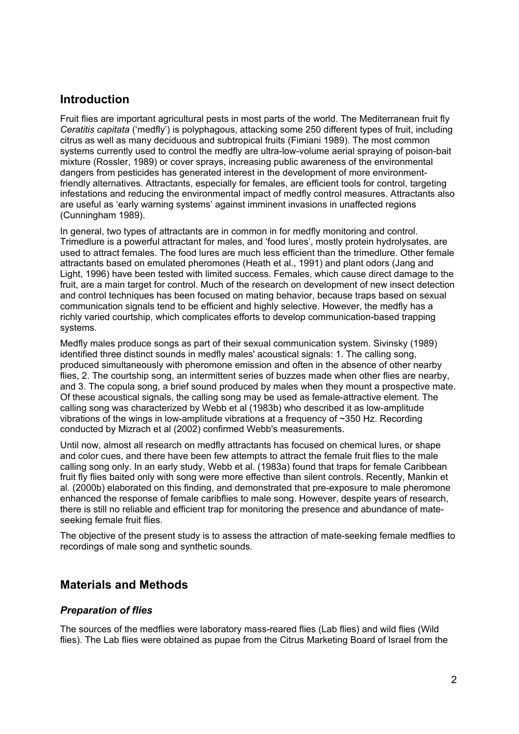## Introduction

Fruit flies are important agricultural pests in most parts of the world. The Mediterranean fruit fly *Ceratitis capitata* ('medfly') is polyphagous, attacking some 250 different types of fruit, including citrus as well as many deciduous and subtropical fruits (Fimiani 1989). The most common systems currently used to control the medfly are ultra-low-volume aerial spraying of poison-bait mixture (Rossler, 1989) or cover sprays, increasing public awareness of the environmental dangers from pesticides has generated interest in the development of more environment-friendly alternatives. Attractants, especially for females, are efficient tools for control, targeting infestations and reducing the environmental impact of medfly control measures. Attractants also are useful as 'early warning systems' against imminent invasions in unaffected regions (Cunningham 1989).

In general, two types of attractants are in common in for medfly monitoring and control. Trimedlure is a powerful attractant for males, and 'food lures', mostly protein hydrolysates, are used to attract females. The food lures are much less efficient than the trimedlure. Other female attractants based on emulated pheromones (Heath et al., 1991) and plant odors (Jang and Light, 1996) have been tested with limited success. Females, which cause direct damage to the fruit, are a main target for control. Much of the research on development of new insect detection and control techniques has been focused on mating behavior, because traps based on sexual communication signals tend to be efficient and highly selective. However, the medfly has a richly varied courtship, which complicates efforts to develop communication-based trapping systems.

Medfly males produce songs as part of their sexual communication system. Sivinsky (1989) identified three distinct sounds in medfly males' acoustical signals: 1. The calling song, produced simultaneously with pheromone emission and often in the absence of other nearby flies, 2. The courtship song, an intermittent series of buzzes made when other flies are nearby, and 3. The copula song, a brief sound produced by males when they mount a prospective mate. Of these acoustical signals, the calling song may be used as female-attractive element. The calling song was characterized by Webb et al (1983b) who described it as low-amplitude vibrations of the wings in low-amplitude vibrations at a frequency of ~350 Hz. Recording conducted by Mizrach et al (2002) confirmed Webb's measurements.

Until now, almost all research on medfly attractants has focused on chemical lures, or shape and color cues, and there have been few attempts to attract the female fruit flies to the male calling song only. In an early study, Webb et al. (1983a) found that traps for female Caribbean fruit fly flies baited only with song were more effective than silent controls. Recently, Mankin et al. (2000b) elaborated on this finding, and demonstrated that pre-exposure to male pheromone enhanced the response of female caribflies to male song. However, despite years of research, there is still no reliable and efficient trap for monitoring the presence and abundance of mate-seeking female fruit flies.

The objective of the present study is to assess the attraction of mate-seeking female medflies to recordings of male song and synthetic sounds.

## Materials and Methods

### *Preparation of flies*

The sources of the medflies were laboratory mass-reared flies (Lab flies) and wild flies (Wild flies). The Lab flies were obtained as pupae from the Citrus Marketing Board of Israel from the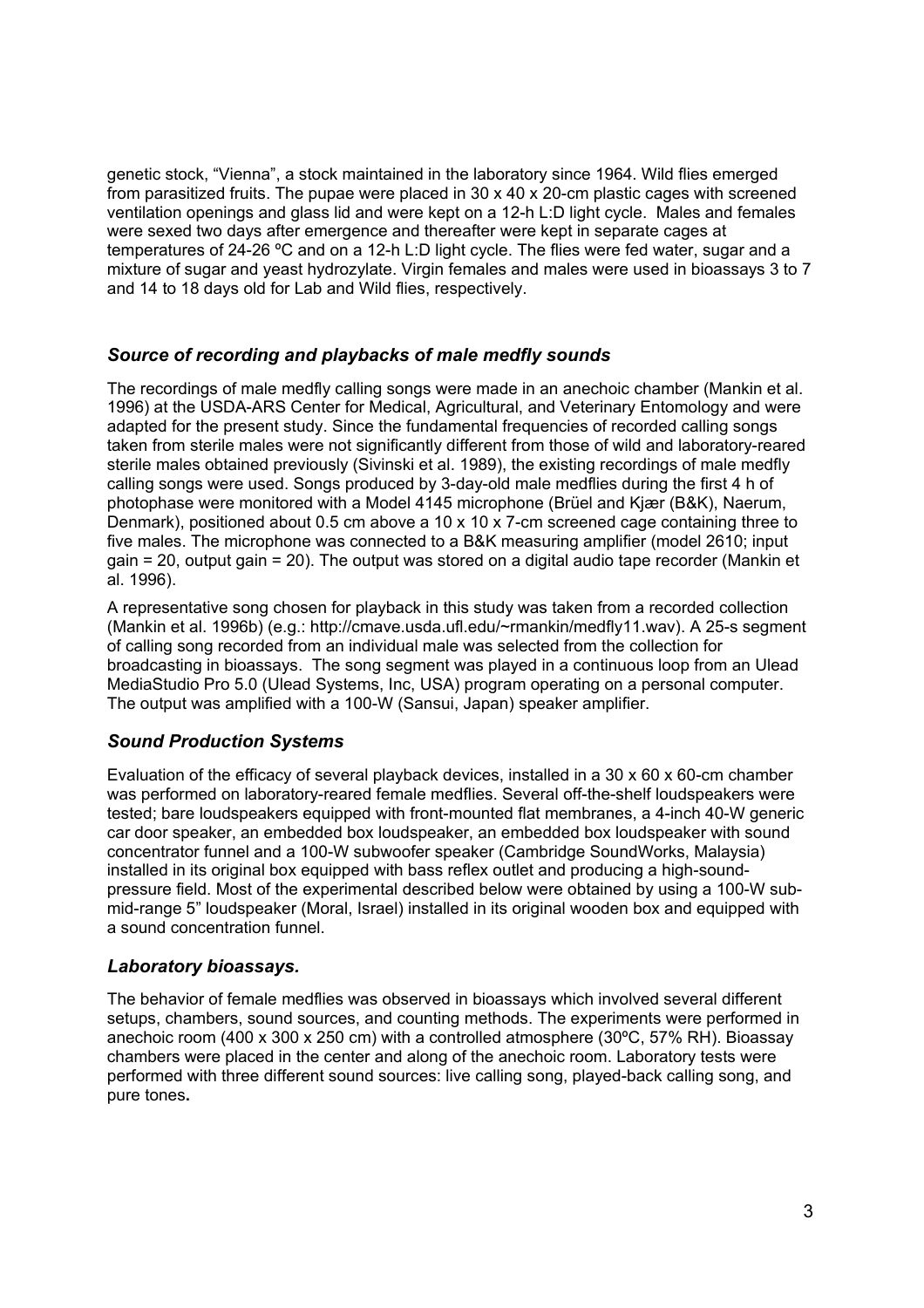genetic stock, "Vienna", a stock maintained in the laboratory since 1964. Wild flies emerged from parasitized fruits. The pupae were placed in 30 x 40 x 20-cm plastic cages with screened ventilation openings and glass lid and were kept on a 12-h L:D light cycle. Males and females were sexed two days after emergence and thereafter were kept in separate cages at temperatures of 24-26 ºC and on a 12-h L:D light cycle. The flies were fed water, sugar and a mixture of sugar and yeast hydrozylate. Virgin females and males were used in bioassays 3 to 7 and 14 to 18 days old for Lab and Wild flies, respectively.

### *Source of recording and playbacks of male medfly sounds*

The recordings of male medfly calling songs were made in an anechoic chamber (Mankin et al. 1996) at the USDA-ARS Center for Medical, Agricultural, and Veterinary Entomology and were adapted for the present study. Since the fundamental frequencies of recorded calling songs taken from sterile males were not significantly different from those of wild and laboratory-reared sterile males obtained previously (Sivinski et al. 1989), the existing recordings of male medfly calling songs were used. Songs produced by 3-day-old male medflies during the first 4 h of photophase were monitored with a Model 4145 microphone (Brüel and Kjær (B&K), Naerum, Denmark), positioned about 0.5 cm above a 10 x 10 x 7-cm screened cage containing three to five males. The microphone was connected to a B&K measuring amplifier (model 2610; input gain = 20, output gain = 20). The output was stored on a digital audio tape recorder (Mankin et al. 1996).

A representative song chosen for playback in this study was taken from a recorded collection (Mankin et al. 1996b) (e.g.: http://cmave.usda.ufl.edu/~rmankin/medfly11.wav). A 25-s segment of calling song recorded from an individual male was selected from the collection for broadcasting in bioassays. The song segment was played in a continuous loop from an Ulead MediaStudio Pro 5.0 (Ulead Systems, Inc, USA) program operating on a personal computer. The output was amplified with a 100-W (Sansui, Japan) speaker amplifier.

### *Sound Production Systems*

Evaluation of the efficacy of several playback devices, installed in a 30 x 60 x 60-cm chamber was performed on laboratory-reared female medflies. Several off-the-shelf loudspeakers were tested; bare loudspeakers equipped with front-mounted flat membranes, a 4-inch 40-W generic car door speaker, an embedded box loudspeaker, an embedded box loudspeaker with sound concentrator funnel and a 100-W subwoofer speaker (Cambridge SoundWorks, Malaysia) installed in its original box equipped with bass reflex outlet and producing a high-sound-pressure field. Most of the experimental described below were obtained by using a 100-W sub-mid-range 5" loudspeaker (Moral, Israel) installed in its original wooden box and equipped with a sound concentration funnel.

### *Laboratory bioassays.*

The behavior of female medflies was observed in bioassays which involved several different setups, chambers, sound sources, and counting methods. The experiments were performed in anechoic room (400 x 300 x 250 cm) with a controlled atmosphere (30ºC, 57% RH). Bioassay chambers were placed in the center and along of the anechoic room. Laboratory tests were performed with three different sound sources: live calling song, played-back calling song, and pure tones**.**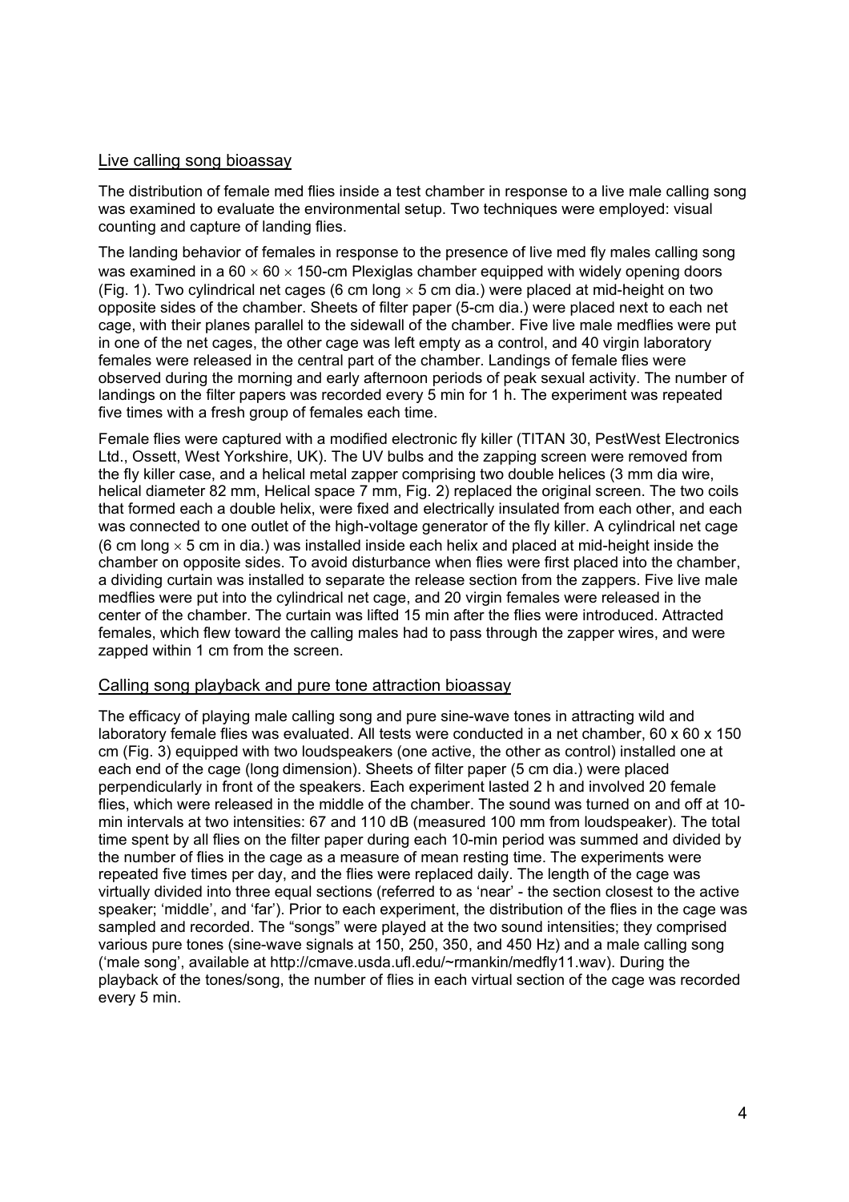## Live calling song bioassay

The distribution of female med flies inside a test chamber in response to a live male calling song was examined to evaluate the environmental setup. Two techniques were employed: visual counting and capture of landing flies.

The landing behavior of females in response to the presence of live med fly males calling song was examined in a 60 × 60 × 150-cm Plexiglas chamber equipped with widely opening doors (Fig. 1). Two cylindrical net cages (6 cm long × 5 cm dia.) were placed at mid-height on two opposite sides of the chamber. Sheets of filter paper (5-cm dia.) were placed next to each net cage, with their planes parallel to the sidewall of the chamber. Five live male medflies were put in one of the net cages, the other cage was left empty as a control, and 40 virgin laboratory females were released in the central part of the chamber. Landings of female flies were observed during the morning and early afternoon periods of peak sexual activity. The number of landings on the filter papers was recorded every 5 min for 1 h. The experiment was repeated five times with a fresh group of females each time.

Female flies were captured with a modified electronic fly killer (TITAN 30, PestWest Electronics Ltd., Ossett, West Yorkshire, UK). The UV bulbs and the zapping screen were removed from the fly killer case, and a helical metal zapper comprising two double helices (3 mm dia wire, helical diameter 82 mm, Helical space 7 mm, Fig. 2) replaced the original screen. The two coils that formed each a double helix, were fixed and electrically insulated from each other, and each was connected to one outlet of the high-voltage generator of the fly killer. A cylindrical net cage (6 cm long × 5 cm in dia.) was installed inside each helix and placed at mid-height inside the chamber on opposite sides. To avoid disturbance when flies were first placed into the chamber, a dividing curtain was installed to separate the release section from the zappers. Five live male medflies were put into the cylindrical net cage, and 20 virgin females were released in the center of the chamber. The curtain was lifted 15 min after the flies were introduced. Attracted females, which flew toward the calling males had to pass through the zapper wires, and were zapped within 1 cm from the screen.

## Calling song playback and pure tone attraction bioassay

The efficacy of playing male calling song and pure sine-wave tones in attracting wild and laboratory female flies was evaluated. All tests were conducted in a net chamber, 60 x 60 x 150 cm (Fig. 3) equipped with two loudspeakers (one active, the other as control) installed one at each end of the cage (long dimension). Sheets of filter paper (5 cm dia.) were placed perpendicularly in front of the speakers. Each experiment lasted 2 h and involved 20 female flies, which were released in the middle of the chamber. The sound was turned on and off at 10-min intervals at two intensities: 67 and 110 dB (measured 100 mm from loudspeaker). The total time spent by all flies on the filter paper during each 10-min period was summed and divided by the number of flies in the cage as a measure of mean resting time. The experiments were repeated five times per day, and the flies were replaced daily. The length of the cage was virtually divided into three equal sections (referred to as 'near' - the section closest to the active speaker; 'middle', and 'far'). Prior to each experiment, the distribution of the flies in the cage was sampled and recorded. The "songs" were played at the two sound intensities; they comprised various pure tones (sine-wave signals at 150, 250, 350, and 450 Hz) and a male calling song ('male song', available at http://cmave.usda.ufl.edu/~rmankin/medfly11.wav). During the playback of the tones/song, the number of flies in each virtual section of the cage was recorded every 5 min.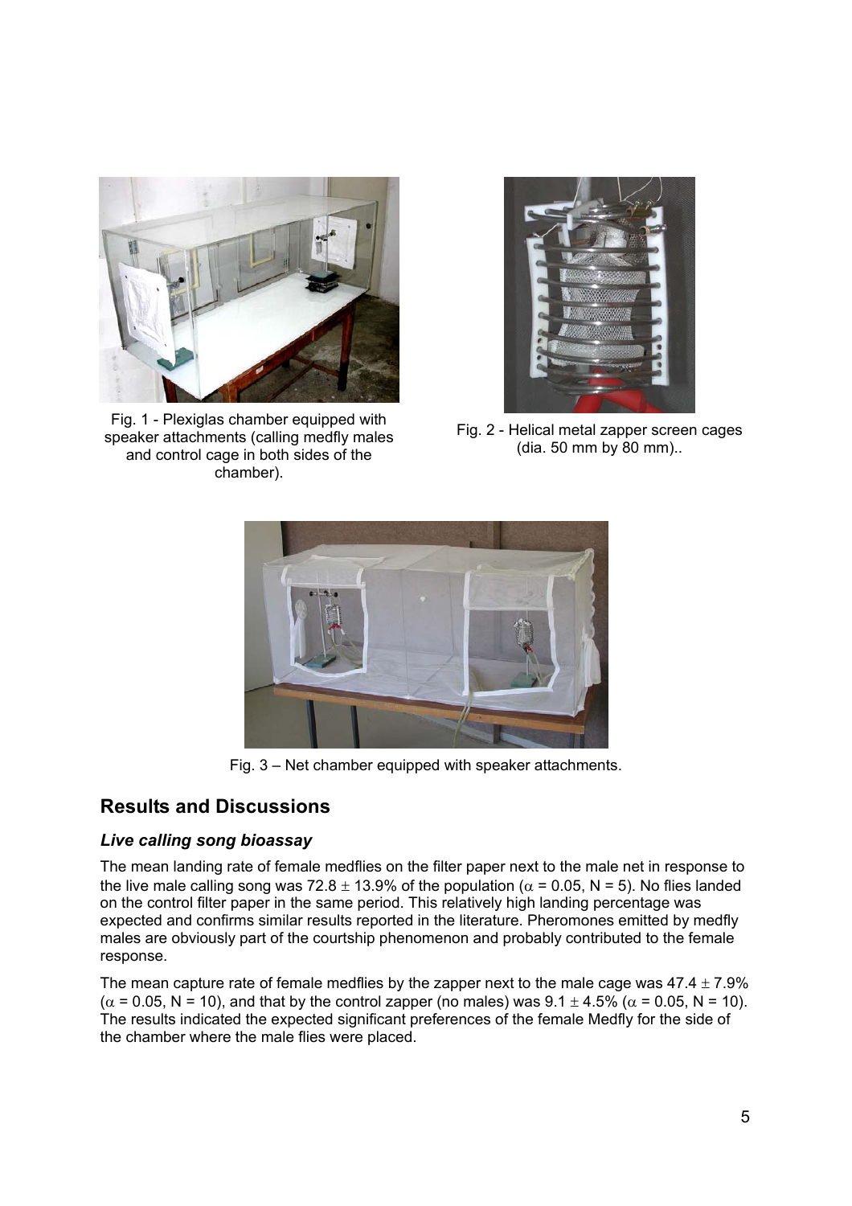Fig. 1 - Plexiglas chamber equipped with speaker attachments (calling medfly males and control cage in both sides of the chamber).

Fig. 2 - Helical metal zapper screen cages (dia. 50 mm by 80 mm)..

Fig. 3 – Net chamber equipped with speaker attachments.

## Results and Discussions

### *Live calling song bioassay*

The mean landing rate of female medflies on the filter paper next to the male net in response to the live male calling song was 72.8 $\pm$ 13.9% of the population ($\alpha$ = 0.05, N = 5). No flies landed on the control filter paper in the same period. This relatively high landing percentage was expected and confirms similar results reported in the literature. Pheromones emitted by medfly males are obviously part of the courtship phenomenon and probably contributed to the female response.

The mean capture rate of female medflies by the zapper next to the male cage was 47.4 $\pm$ 7.9% ($\alpha$ = 0.05, N = 10), and that by the control zapper (no males) was 9.1 $\pm$ 4.5% ($\alpha$ = 0.05, N = 10). The results indicated the expected significant preferences of the female Medfly for the side of the chamber where the male flies were placed.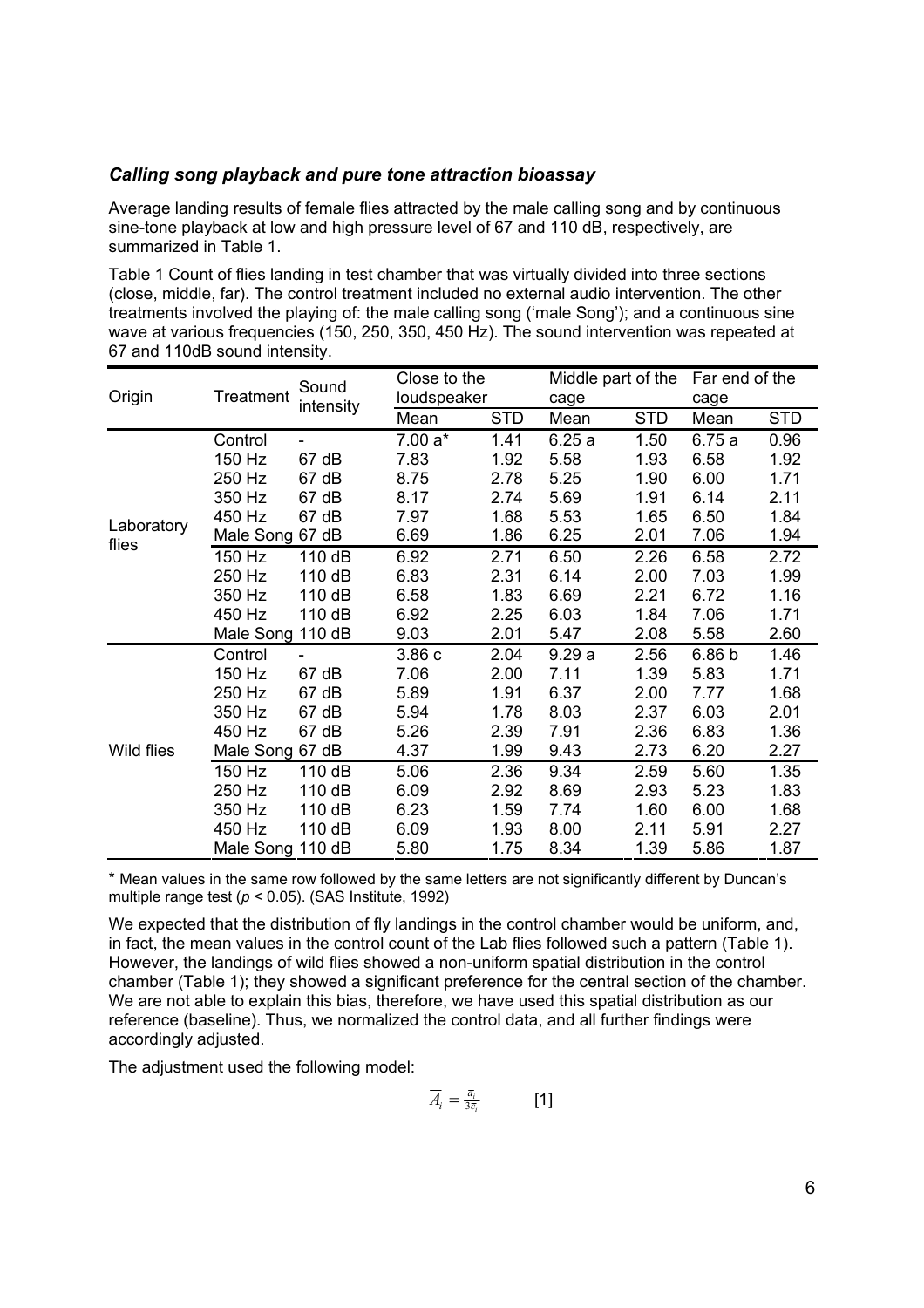### *Calling song playback and pure tone attraction bioassay*

Average landing results of female flies attracted by the male calling song and by continuous sine-tone playback at low and high pressure level of 67 and 110 dB, respectively, are summarized in Table 1.

Table 1 Count of flies landing in test chamber that was virtually divided into three sections (close, middle, far). The control treatment included no external audio intervention. The other treatments involved the playing of: the male calling song ('male Song'); and a continuous sine wave at various frequencies (150, 250, 350, 450 Hz). The sound intervention was repeated at 67 and 110dB sound intensity.

| Origin | Treatment | Sound intensity | Close to the loudspeaker | | Middle part of the cage | | Far end of the cage | |
|---|---|---|---|---|---|---|---|---|
| | | | Mean | STD | Mean | STD | Mean | STD |
| Laboratory flies | Control | - | 7.00 a* | 1.41 | 6.25 a | 1.50 | 6.75 a | 0.96 |
| | 150 Hz | 67 dB | 7.83 | 1.92 | 5.58 | 1.93 | 6.58 | 1.92 |
| | 250 Hz | 67 dB | 8.75 | 2.78 | 5.25 | 1.90 | 6.00 | 1.71 |
| | 350 Hz | 67 dB | 8.17 | 2.74 | 5.69 | 1.91 | 6.14 | 2.11 |
| | 450 Hz | 67 dB | 7.97 | 1.68 | 5.53 | 1.65 | 6.50 | 1.84 |
| | Male Song | 67 dB | 6.69 | 1.86 | 6.25 | 2.01 | 7.06 | 1.94 |
| | 150 Hz | 110 dB | 6.92 | 2.71 | 6.50 | 2.26 | 6.58 | 2.72 |
| | 250 Hz | 110 dB | 6.83 | 2.31 | 6.14 | 2.00 | 7.03 | 1.99 |
| | 350 Hz | 110 dB | 6.58 | 1.83 | 6.69 | 2.21 | 6.72 | 1.16 |
| | 450 Hz | 110 dB | 6.92 | 2.25 | 6.03 | 1.84 | 7.06 | 1.71 |
| | Male Song | 110 dB | 9.03 | 2.01 | 5.47 | 2.08 | 5.58 | 2.60 |
| Wild flies | Control | - | 3.86 c | 2.04 | 9.29 a | 2.56 | 6.86 b | 1.46 |
| | 150 Hz | 67 dB | 7.06 | 2.00 | 7.11 | 1.39 | 5.83 | 1.71 |
| | 250 Hz | 67 dB | 5.89 | 1.91 | 6.37 | 2.00 | 7.77 | 1.68 |
| | 350 Hz | 67 dB | 5.94 | 1.78 | 8.03 | 2.37 | 6.03 | 2.01 |
| | 450 Hz | 67 dB | 5.26 | 2.39 | 7.91 | 2.36 | 6.83 | 1.36 |
| | Male Song | 67 dB | 4.37 | 1.99 | 9.43 | 2.73 | 6.20 | 2.27 |
| | 150 Hz | 110 dB | 5.06 | 2.36 | 9.34 | 2.59 | 5.60 | 1.35 |
| | 250 Hz | 110 dB | 6.09 | 2.92 | 8.69 | 2.93 | 5.23 | 1.83 |
| | 350 Hz | 110 dB | 6.23 | 1.59 | 7.74 | 1.60 | 6.00 | 1.68 |
| | 450 Hz | 110 dB | 6.09 | 1.93 | 8.00 | 2.11 | 5.91 | 2.27 |
| | Male Song | 110 dB | 5.80 | 1.75 | 8.34 | 1.39 | 5.86 | 1.87 |

\* Mean values in the same row followed by the same letters are not significantly different by Duncan's multiple range test ($p < 0.05$). (SAS Institute, 1992)

We expected that the distribution of fly landings in the control chamber would be uniform, and, in fact, the mean values in the control count of the Lab flies followed such a pattern (Table 1). However, the landings of wild flies showed a non-uniform spatial distribution in the control chamber (Table 1); they showed a significant preference for the central section of the chamber. We are not able to explain this bias, therefore, we have used this spatial distribution as our reference (baseline). Thus, we normalized the control data, and all further findings were accordingly adjusted.

The adjustment used the following model:

$$\overline{A}_i = \frac{\overline{a}_i}{3\overline{c}_i} \qquad [1]$$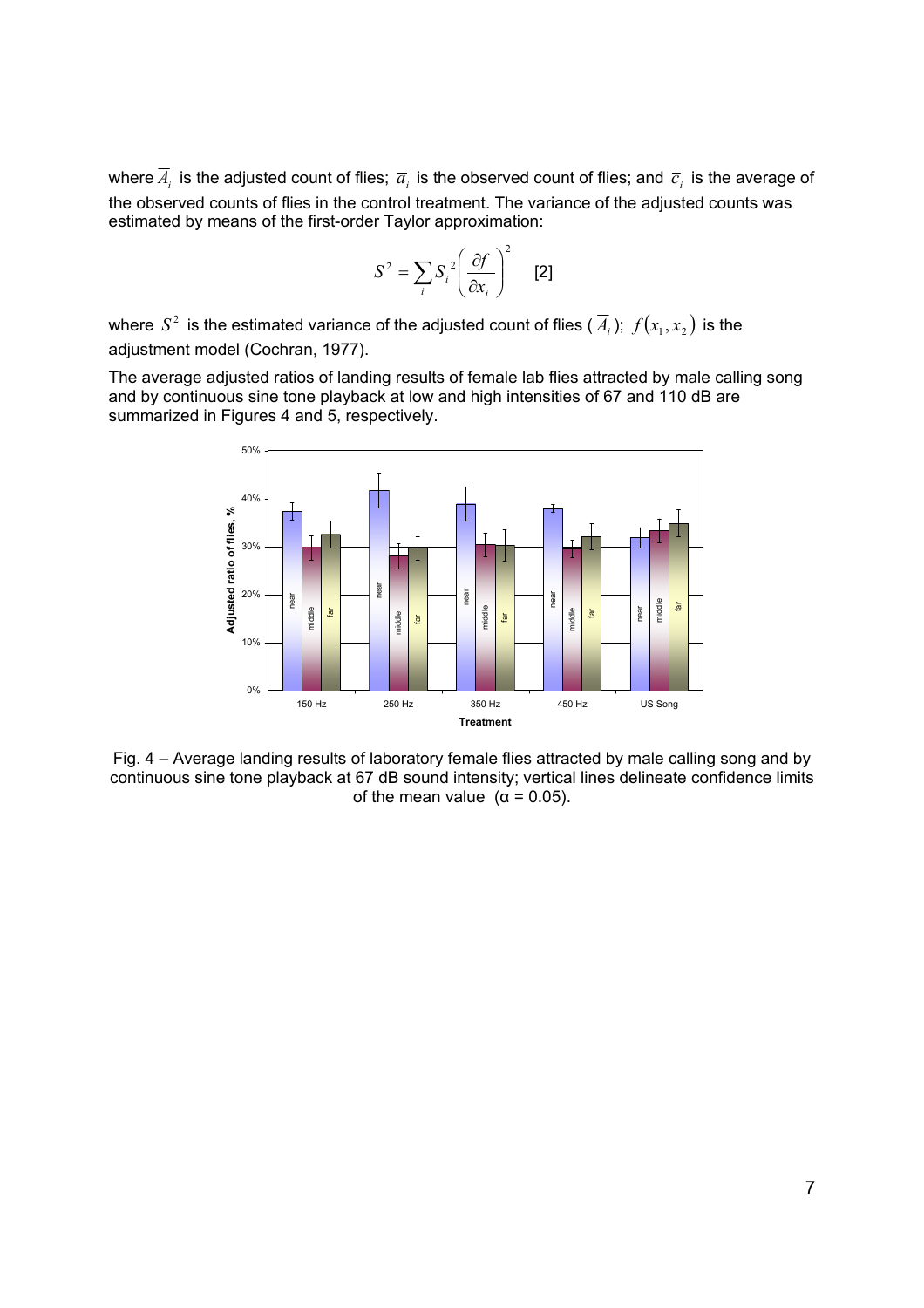where $\overline{A}_i$ is the adjusted count of flies; $\overline{a}_i$ is the observed count of flies; and $\overline{c}_i$ is the average of the observed counts of flies in the control treatment. The variance of the adjusted counts was estimated by means of the first-order Taylor approximation:

$$S^2 = \sum_i S_i^{\,2} \left( \frac{\partial f}{\partial x_i} \right)^2 \quad [2]$$

where $S^2$ is the estimated variance of the adjusted count of flies ($\overline{A}_i$); $f(x_1, x_2)$ is the adjustment model (Cochran, 1977).

The average adjusted ratios of landing results of female lab flies attracted by male calling song and by continuous sine tone playback at low and high intensities of 67 and 110 dB are summarized in Figures 4 and 5, respectively.

Fig. 4 – Average landing results of laboratory female flies attracted by male calling song and by continuous sine tone playback at 67 dB sound intensity; vertical lines delineate confidence limits of the mean value (α = 0.05).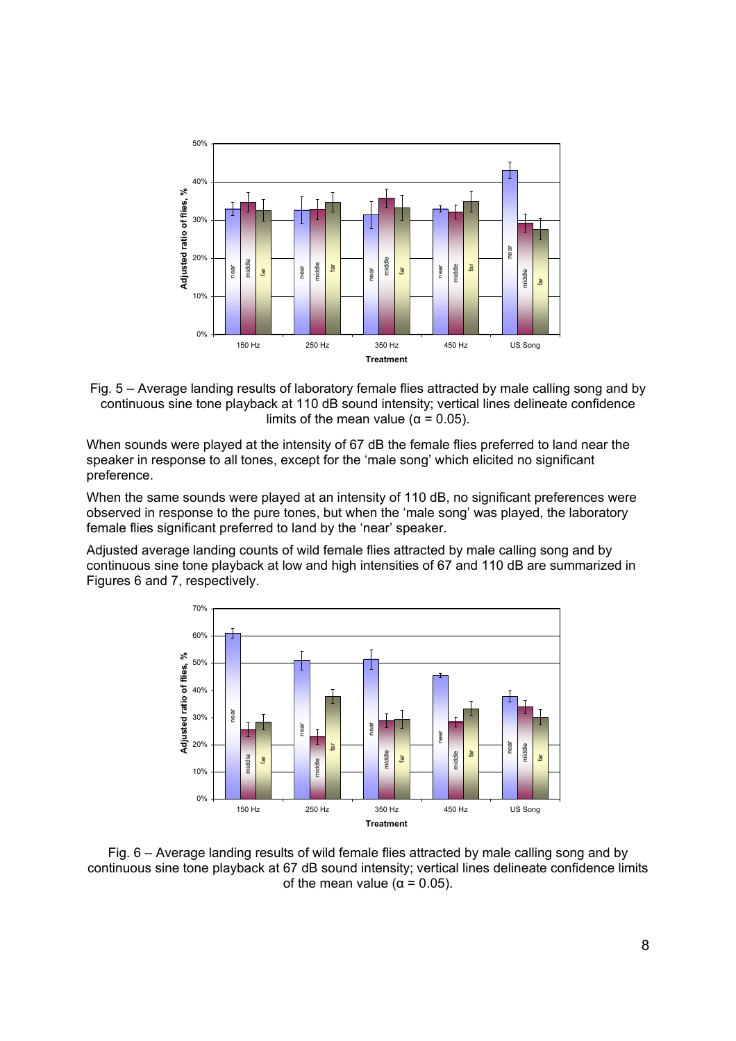Fig. 5 – Average landing results of laboratory female flies attracted by male calling song and by continuous sine tone playback at 110 dB sound intensity; vertical lines delineate confidence limits of the mean value ($\alpha = 0.05$).

When sounds were played at the intensity of 67 dB the female flies preferred to land near the speaker in response to all tones, except for the 'male song' which elicited no significant preference.

When the same sounds were played at an intensity of 110 dB, no significant preferences were observed in response to the pure tones, but when the 'male song' was played, the laboratory female flies significant preferred to land by the 'near' speaker.

Adjusted average landing counts of wild female flies attracted by male calling song and by continuous sine tone playback at low and high intensities of 67 and 110 dB are summarized in Figures 6 and 7, respectively.

Fig. 6 – Average landing results of wild female flies attracted by male calling song and by continuous sine tone playback at 67 dB sound intensity; vertical lines delineate confidence limits of the mean value ($\alpha = 0.05$).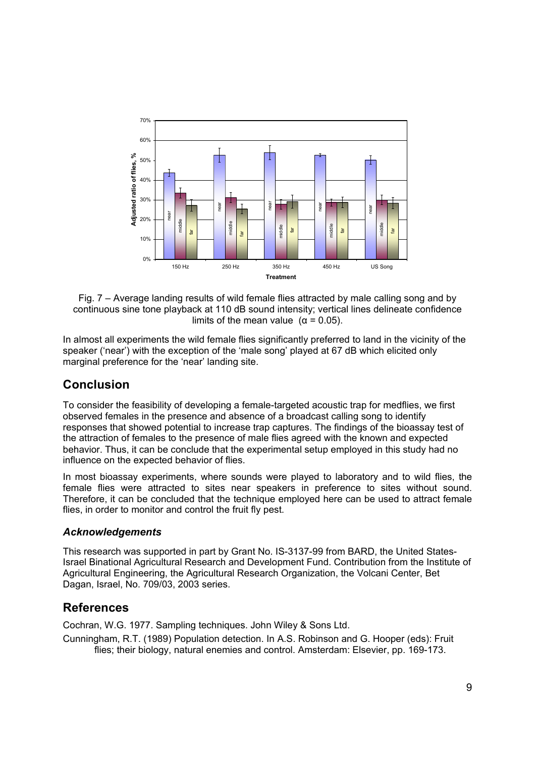Fig. 7 – Average landing results of wild female flies attracted by male calling song and by continuous sine tone playback at 110 dB sound intensity; vertical lines delineate confidence limits of the mean value ($\alpha = 0.05$).

In almost all experiments the wild female flies significantly preferred to land in the vicinity of the speaker ('near') with the exception of the 'male song' played at 67 dB which elicited only marginal preference for the 'near' landing site.

## Conclusion

To consider the feasibility of developing a female-targeted acoustic trap for medflies, we first observed females in the presence and absence of a broadcast calling song to identify responses that showed potential to increase trap captures. The findings of the bioassay test of the attraction of females to the presence of male flies agreed with the known and expected behavior. Thus, it can be conclude that the experimental setup employed in this study had no influence on the expected behavior of flies.

In most bioassay experiments, where sounds were played to laboratory and to wild flies, the female flies were attracted to sites near speakers in preference to sites without sound. Therefore, it can be concluded that the technique employed here can be used to attract female flies, in order to monitor and control the fruit fly pest.

### *Acknowledgements*

This research was supported in part by Grant No. IS-3137-99 from BARD, the United States-Israel Binational Agricultural Research and Development Fund. Contribution from the Institute of Agricultural Engineering, the Agricultural Research Organization, the Volcani Center, Bet Dagan, Israel, No. 709/03, 2003 series.

## References

Cochran, W.G. 1977. Sampling techniques. John Wiley & Sons Ltd.

Cunningham, R.T. (1989) Population detection. In A.S. Robinson and G. Hooper (eds): Fruit flies; their biology, natural enemies and control. Amsterdam: Elsevier, pp. 169-173.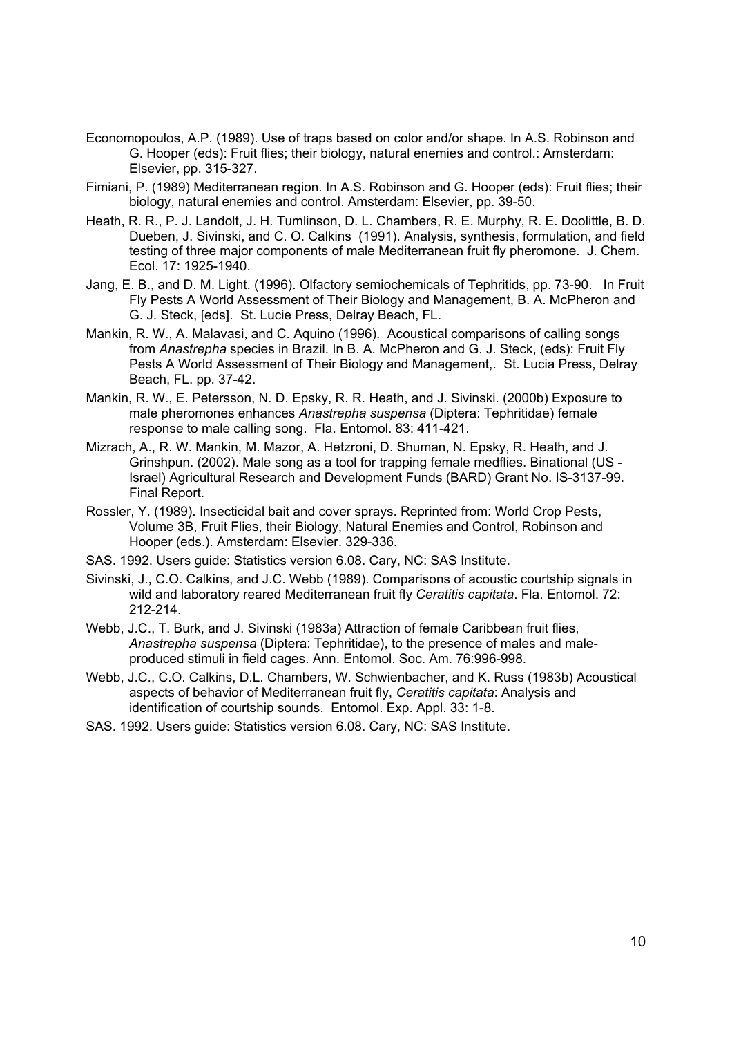Economopoulos, A.P. (1989). Use of traps based on color and/or shape. In A.S. Robinson and G. Hooper (eds): Fruit flies; their biology, natural enemies and control.: Amsterdam: Elsevier, pp. 315-327.

Fimiani, P. (1989) Mediterranean region. In A.S. Robinson and G. Hooper (eds): Fruit flies; their biology, natural enemies and control. Amsterdam: Elsevier, pp. 39-50.

Heath, R. R., P. J. Landolt, J. H. Tumlinson, D. L. Chambers, R. E. Murphy, R. E. Doolittle, B. D. Dueben, J. Sivinski, and C. O. Calkins (1991). Analysis, synthesis, formulation, and field testing of three major components of male Mediterranean fruit fly pheromone. J. Chem. Ecol. 17: 1925-1940.

Jang, E. B., and D. M. Light. (1996). Olfactory semiochemicals of Tephritids, pp. 73-90. In Fruit Fly Pests A World Assessment of Their Biology and Management, B. A. McPheron and G. J. Steck, [eds]. St. Lucie Press, Delray Beach, FL.

Mankin, R. W., A. Malavasi, and C. Aquino (1996). Acoustical comparisons of calling songs from *Anastrepha* species in Brazil. In B. A. McPheron and G. J. Steck, (eds): Fruit Fly Pests A World Assessment of Their Biology and Management,. St. Lucia Press, Delray Beach, FL. pp. 37-42.

Mankin, R. W., E. Petersson, N. D. Epsky, R. R. Heath, and J. Sivinski. (2000b) Exposure to male pheromones enhances *Anastrepha suspensa* (Diptera: Tephritidae) female response to male calling song. Fla. Entomol. 83: 411-421.

Mizrach, A., R. W. Mankin, M. Mazor, A. Hetzroni, D. Shuman, N. Epsky, R. Heath, and J. Grinshpun. (2002). Male song as a tool for trapping female medflies. Binational (US - Israel) Agricultural Research and Development Funds (BARD) Grant No. IS-3137-99. Final Report.

Rossler, Y. (1989). Insecticidal bait and cover sprays. Reprinted from: World Crop Pests, Volume 3B, Fruit Flies, their Biology, Natural Enemies and Control, Robinson and Hooper (eds.). Amsterdam: Elsevier. 329-336.

SAS. 1992. Users guide: Statistics version 6.08. Cary, NC: SAS Institute.

Sivinski, J., C.O. Calkins, and J.C. Webb (1989). Comparisons of acoustic courtship signals in wild and laboratory reared Mediterranean fruit fly *Ceratitis capitata*. Fla. Entomol. 72: 212-214.

Webb, J.C., T. Burk, and J. Sivinski (1983a) Attraction of female Caribbean fruit flies, *Anastrepha suspensa* (Diptera: Tephritidae), to the presence of males and male-produced stimuli in field cages. Ann. Entomol. Soc. Am. 76:996-998.

Webb, J.C., C.O. Calkins, D.L. Chambers, W. Schwienbacher, and K. Russ (1983b) Acoustical aspects of behavior of Mediterranean fruit fly, *Ceratitis capitata*: Analysis and identification of courtship sounds. Entomol. Exp. Appl. 33: 1-8.

SAS. 1992. Users guide: Statistics version 6.08. Cary, NC: SAS Institute.